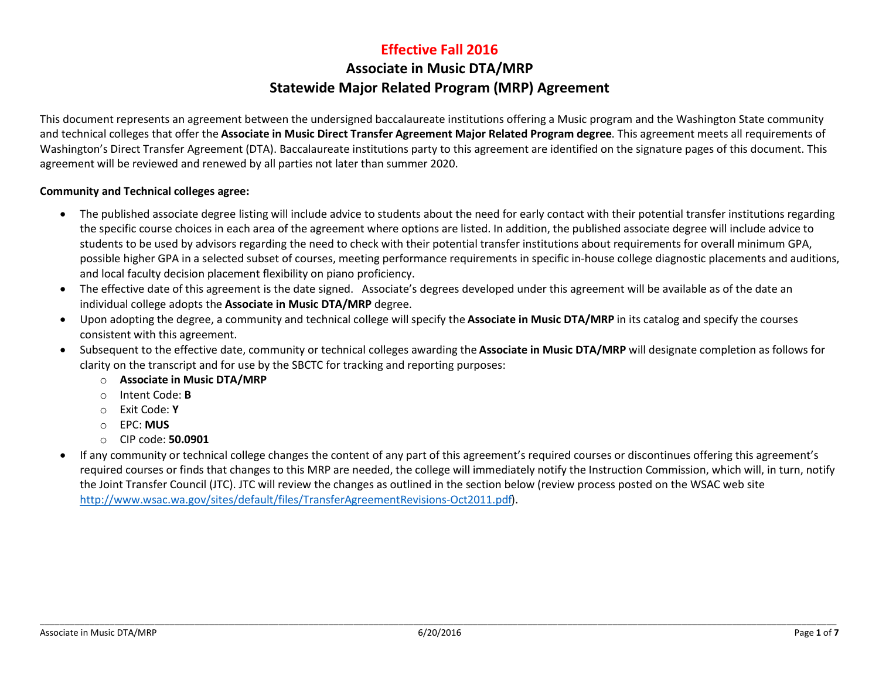# Effective Fall 2016

# Associate in Music DTA/MRP

# Statewide Major Related Program (MRP) Agreement

This document represents an agreement between the undersigned baccalaureate institutions offering a Music program and the Washington State community and technical colleges that offer the **Associate in Music Direct Transfer Agreement Major Related Program degree**. This agreement meets all requirements of Washington's Direct Transfer Agreement (DTA). Baccalaureate institutions party to this agreement are identified on the signature pages of this document. This agreement will be reviewed and renewed by all parties not later than summer 2020.

**Community and Technical colleges agree:**

- The published associate degree listing will include advice to students about the need for early contact with their potential transfer institutions regarding the specific course choices in each area of the agreement where options are listed. In addition, the published associate degree will include advice to students to be used by advisors regarding the need to check with their potential transfer institutions about requirements for overall minimum GPA, possible higher GPA in a selected subset of courses, meeting performance requirements in specific in-house college diagnostic placements and auditions, and local faculty decision placement flexibility on piano proficiency.
- The effective date of this agreement is the date signed. Associate's degrees developed under this agreement will be available as of the date an individual college adopts the **Associate in Music DTA/MRP** degree.
- Upon adopting the degree, a community and technical college will specify the **Associate in Music DTA/MRP** in its catalog and specify the courses consistent with this agreement.
- Subsequent to the effective date, community or technical colleges awarding the **Associate in Music DTA/MRP** will designate completion as follows for clarity on the transcript and for use by the SBCTC for tracking and reporting purposes:
  - **Associate in Music DTA/MRP**
  - Intent Code: **B**
  - Exit Code: **Y**
  - EPC: **MUS**
  - CIP code: **50.0901**
- If any community or technical college changes the content of any part of this agreement's required courses or discontinues offering this agreement's required courses or finds that changes to this MRP are needed, the college will immediately notify the Instruction Commission, which will, in turn, notify the Joint Transfer Council (JTC). JTC will review the changes as outlined in the section below (review process posted on the WSAC web site http://www.wsac.wa.gov/sites/default/files/TransferAgreementRevisions-Oct2011.pdf).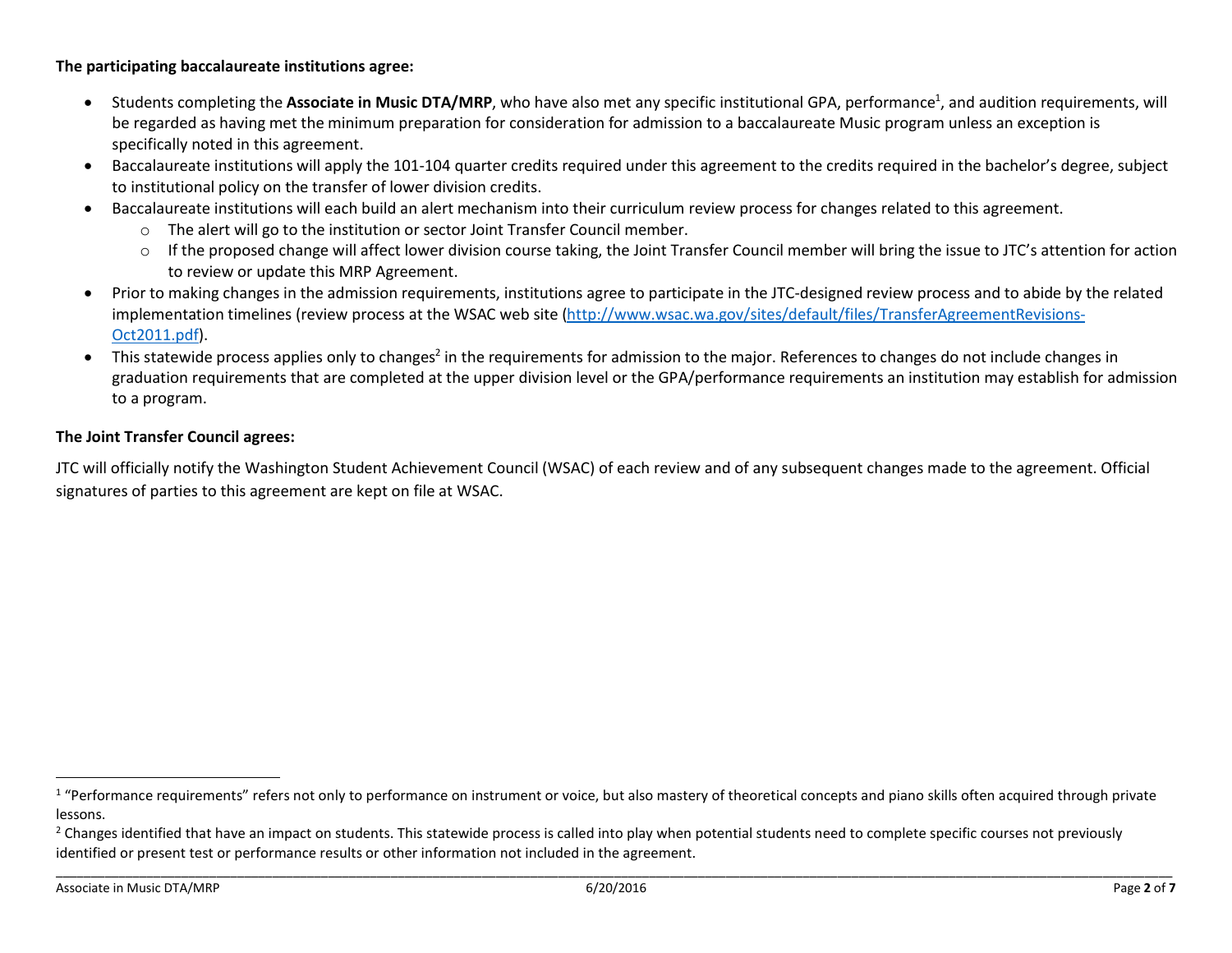**The participating baccalaureate institutions agree:**

- Students completing the **Associate in Music DTA/MRP**, who have also met any specific institutional GPA, performance[1], and audition requirements, will be regarded as having met the minimum preparation for consideration for admission to a baccalaureate Music program unless an exception is specifically noted in this agreement.
- Baccalaureate institutions will apply the 101-104 quarter credits required under this agreement to the credits required in the bachelor's degree, subject to institutional policy on the transfer of lower division credits.
- Baccalaureate institutions will each build an alert mechanism into their curriculum review process for changes related to this agreement.
  - The alert will go to the institution or sector Joint Transfer Council member.
  - If the proposed change will affect lower division course taking, the Joint Transfer Council member will bring the issue to JTC's attention for action to review or update this MRP Agreement.
- Prior to making changes in the admission requirements, institutions agree to participate in the JTC-designed review process and to abide by the related implementation timelines (review process at the WSAC web site (http://www.wsac.wa.gov/sites/default/files/TransferAgreementRevisions-Oct2011.pdf).
- This statewide process applies only to changes[2] in the requirements for admission to the major. References to changes do not include changes in graduation requirements that are completed at the upper division level or the GPA/performance requirements an institution may establish for admission to a program.

**The Joint Transfer Council agrees:**

JTC will officially notify the Washington Student Achievement Council (WSAC) of each review and of any subsequent changes made to the agreement. Official signatures of parties to this agreement are kept on file at WSAC.

---

[1] "Performance requirements" refers not only to performance on instrument or voice, but also mastery of theoretical concepts and piano skills often acquired through private lessons.

[2] Changes identified that have an impact on students. This statewide process is called into play when potential students need to complete specific courses not previously identified or present test or performance results or other information not included in the agreement.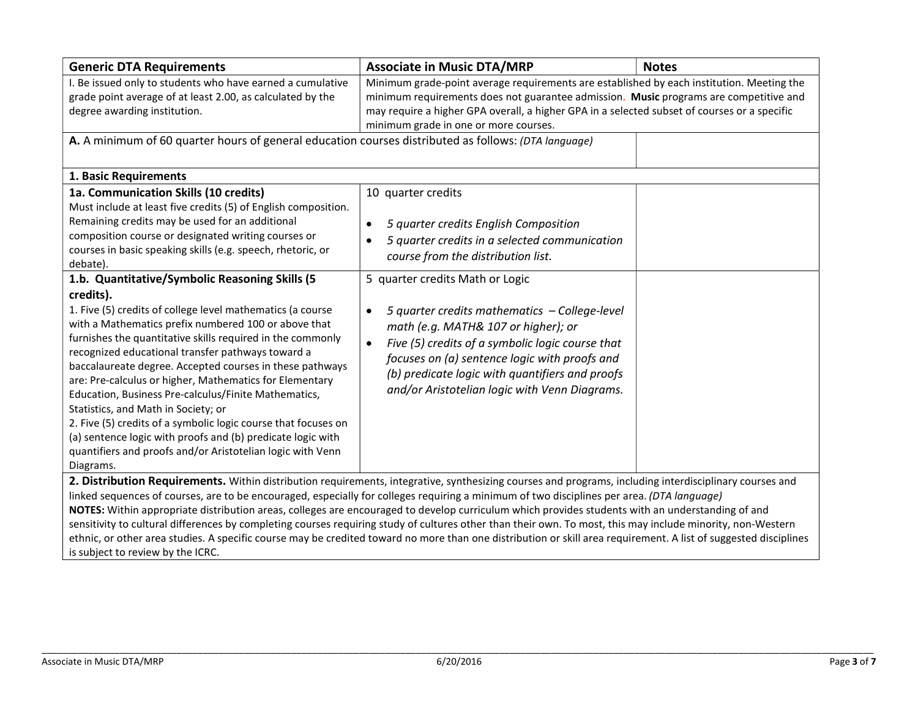| Generic DTA Requirements | Associate in Music DTA/MRP | Notes |
|---|---|---|
| I. Be issued only to students who have earned a cumulative grade point average of at least 2.00, as calculated by the degree awarding institution. | Minimum grade-point average requirements are established by each institution. Meeting the minimum requirements does not guarantee admission. **Music** programs are competitive and may require a higher GPA overall, a higher GPA in a selected subset of courses or a specific minimum grade in one or more courses. | |
| **A.** A minimum of 60 quarter hours of general education courses distributed as follows: *(DTA language)* | | |
| **1. Basic Requirements** | | |
| **1a. Communication Skills (10 credits)** Must include at least five credits (5) of English composition. Remaining credits may be used for an additional composition course or designated writing courses or courses in basic speaking skills (e.g. speech, rhetoric, or debate). | 10 quarter credits<br>• *5 quarter credits English Composition*<br>• *5 quarter credits in a selected communication course from the distribution list.* | |
| **1.b. Quantitative/Symbolic Reasoning Skills (5 credits).** 1. Five (5) credits of college level mathematics (a course with a Mathematics prefix numbered 100 or above that furnishes the quantitative skills required in the commonly recognized educational transfer pathways toward a baccalaureate degree. Accepted courses in these pathways are: Pre-calculus or higher, Mathematics for Elementary Education, Business Pre-calculus/Finite Mathematics, Statistics, and Math in Society; or<br>2. Five (5) credits of a symbolic logic course that focuses on (a) sentence logic with proofs and (b) predicate logic with quantifiers and proofs and/or Aristotelian logic with Venn Diagrams. | 5 quarter credits Math or Logic<br>• *5 quarter credits mathematics – College-level math (e.g. MATH& 107 or higher); or*<br>• *Five (5) credits of a symbolic logic course that focuses on (a) sentence logic with proofs and (b) predicate logic with quantifiers and proofs and/or Aristotelian logic with Venn Diagrams.* | |
| **2. Distribution Requirements.** Within distribution requirements, integrative, synthesizing courses and programs, including interdisciplinary courses and linked sequences of courses, are to be encouraged, especially for colleges requiring a minimum of two disciplines per area. *(DTA language)*<br>**NOTES:** Within appropriate distribution areas, colleges are encouraged to develop curriculum which provides students with an understanding of and sensitivity to cultural differences by completing courses requiring study of cultures other than their own. To most, this may include minority, non-Western ethnic, or other area studies. A specific course may be credited toward no more than one distribution or skill area requirement. A list of suggested disciplines is subject to review by the ICRC. | | |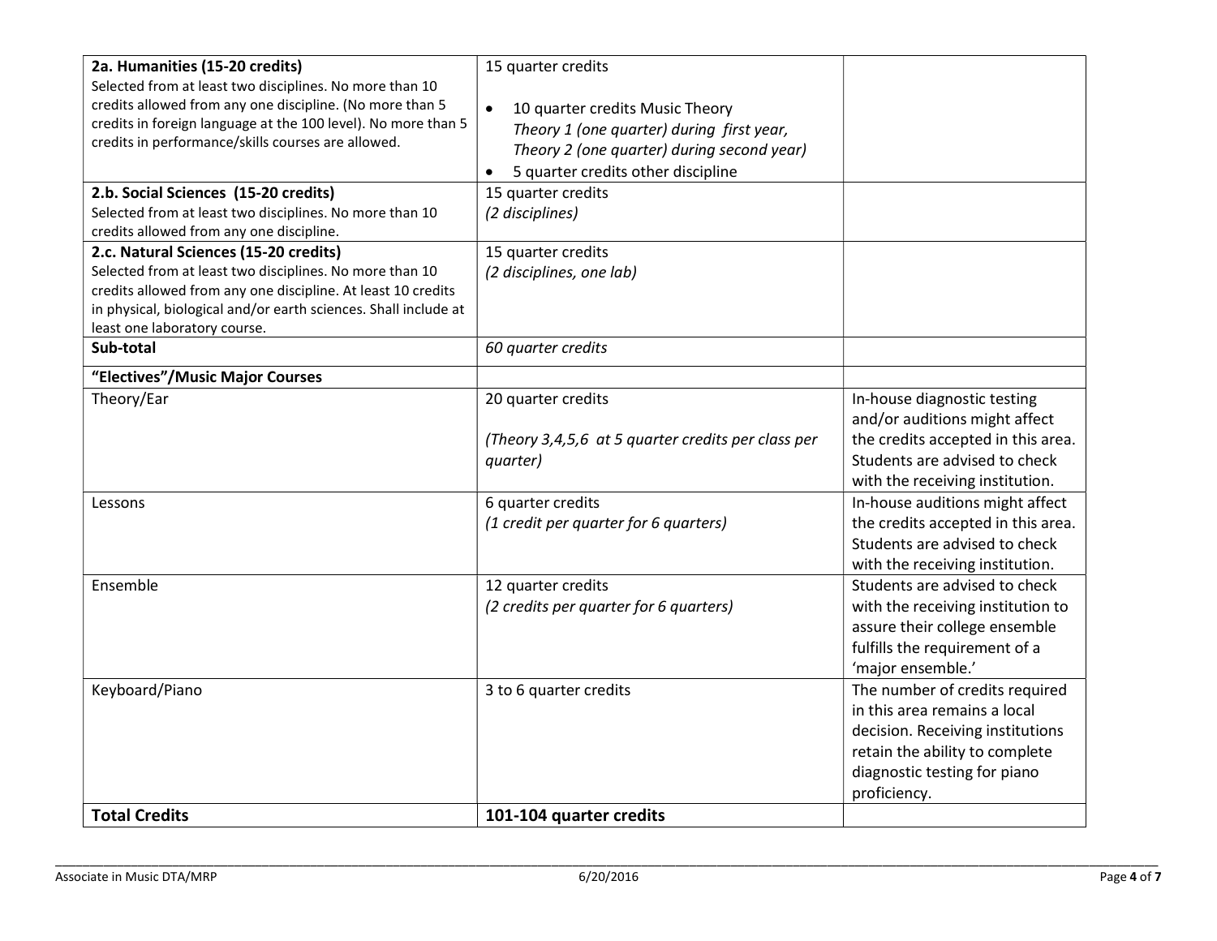| | | |
|---|---|---|
| **2a. Humanities (15-20 credits)**<br>Selected from at least two disciplines. No more than 10 credits allowed from any one discipline. (No more than 5 credits in foreign language at the 100 level). No more than 5 credits in performance/skills courses are allowed. | 15 quarter credits<br><br>• 10 quarter credits Music Theory<br>*Theory 1 (one quarter) during first year,*<br>*Theory 2 (one quarter) during second year)*<br>• 5 quarter credits other discipline | |
| **2.b. Social Sciences (15-20 credits)**<br>Selected from at least two disciplines. No more than 10 credits allowed from any one discipline. | 15 quarter credits<br>*(2 disciplines)* | |
| **2.c. Natural Sciences (15-20 credits)**<br>Selected from at least two disciplines. No more than 10 credits allowed from any one discipline. At least 10 credits in physical, biological and/or earth sciences. Shall include at least one laboratory course. | 15 quarter credits<br>*(2 disciplines, one lab)* | |
| **Sub-total** | *60 quarter credits* | |
| **"Electives"/Music Major Courses** | | |
| Theory/Ear | 20 quarter credits<br><br>*(Theory 3,4,5,6 at 5 quarter credits per class per quarter)* | In-house diagnostic testing and/or auditions might affect the credits accepted in this area. Students are advised to check with the receiving institution. |
| Lessons | 6 quarter credits<br>*(1 credit per quarter for 6 quarters)* | In-house auditions might affect the credits accepted in this area. Students are advised to check with the receiving institution. |
| Ensemble | 12 quarter credits<br>*(2 credits per quarter for 6 quarters)* | Students are advised to check with the receiving institution to assure their college ensemble fulfills the requirement of a 'major ensemble.' |
| Keyboard/Piano | 3 to 6 quarter credits | The number of credits required in this area remains a local decision. Receiving institutions retain the ability to complete diagnostic testing for piano proficiency. |
| **Total Credits** | **101-104 quarter credits** | |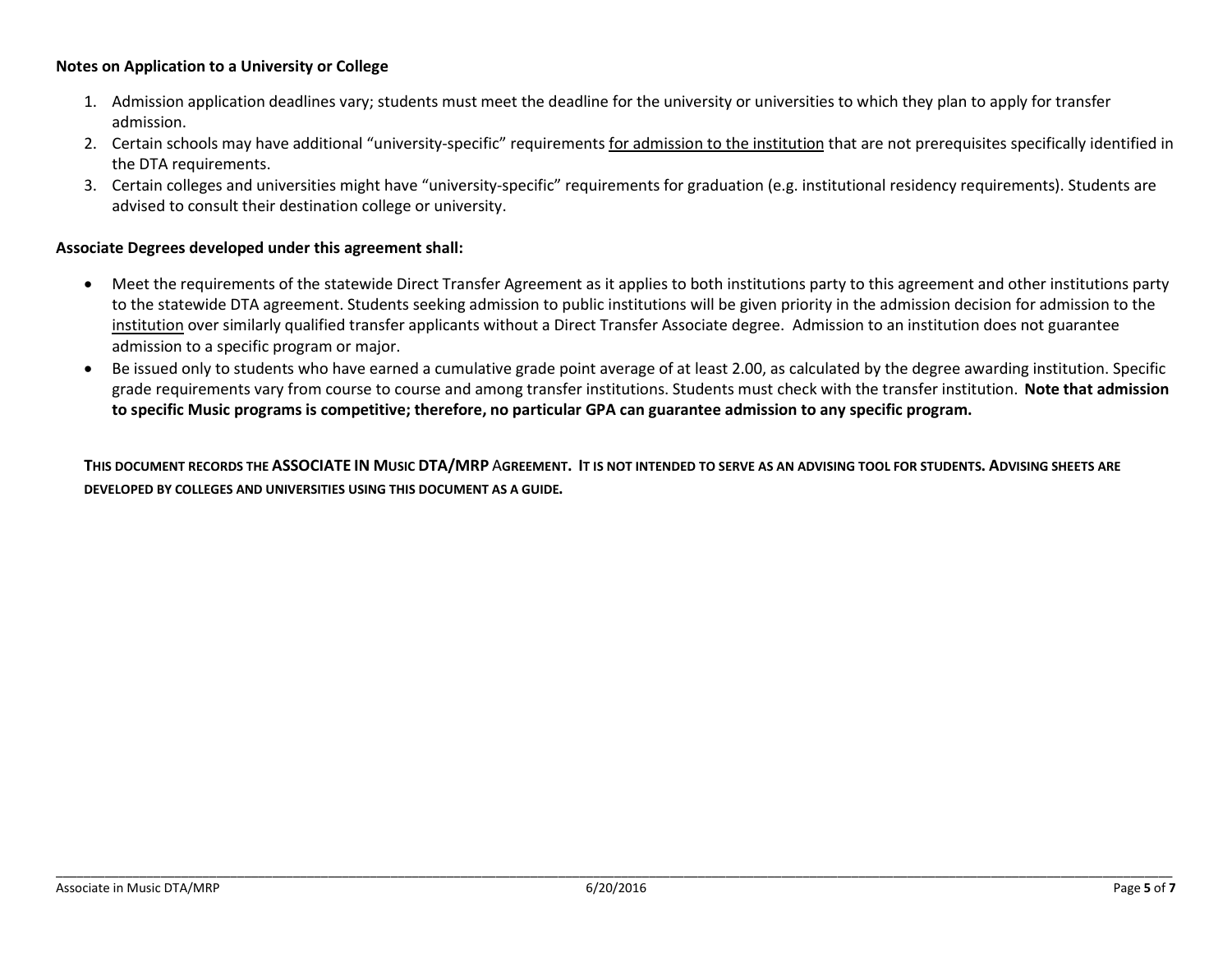**Notes on Application to a University or College**

1. Admission application deadlines vary; students must meet the deadline for the university or universities to which they plan to apply for transfer admission.
2. Certain schools may have additional "university-specific" requirements for admission to the institution that are not prerequisites specifically identified in the DTA requirements.
3. Certain colleges and universities might have "university-specific" requirements for graduation (e.g. institutional residency requirements). Students are advised to consult their destination college or university.

**Associate Degrees developed under this agreement shall:**

- Meet the requirements of the statewide Direct Transfer Agreement as it applies to both institutions party to this agreement and other institutions party to the statewide DTA agreement. Students seeking admission to public institutions will be given priority in the admission decision for admission to the institution over similarly qualified transfer applicants without a Direct Transfer Associate degree. Admission to an institution does not guarantee admission to a specific program or major.
- Be issued only to students who have earned a cumulative grade point average of at least 2.00, as calculated by the degree awarding institution. Specific grade requirements vary from course to course and among transfer institutions. Students must check with the transfer institution. **Note that admission to specific Music programs is competitive; therefore, no particular GPA can guarantee admission to any specific program.**

**THIS DOCUMENT RECORDS THE ASSOCIATE IN MUSIC DTA/MRP AGREEMENT. IT IS NOT INTENDED TO SERVE AS AN ADVISING TOOL FOR STUDENTS. ADVISING SHEETS ARE DEVELOPED BY COLLEGES AND UNIVERSITIES USING THIS DOCUMENT AS A GUIDE.**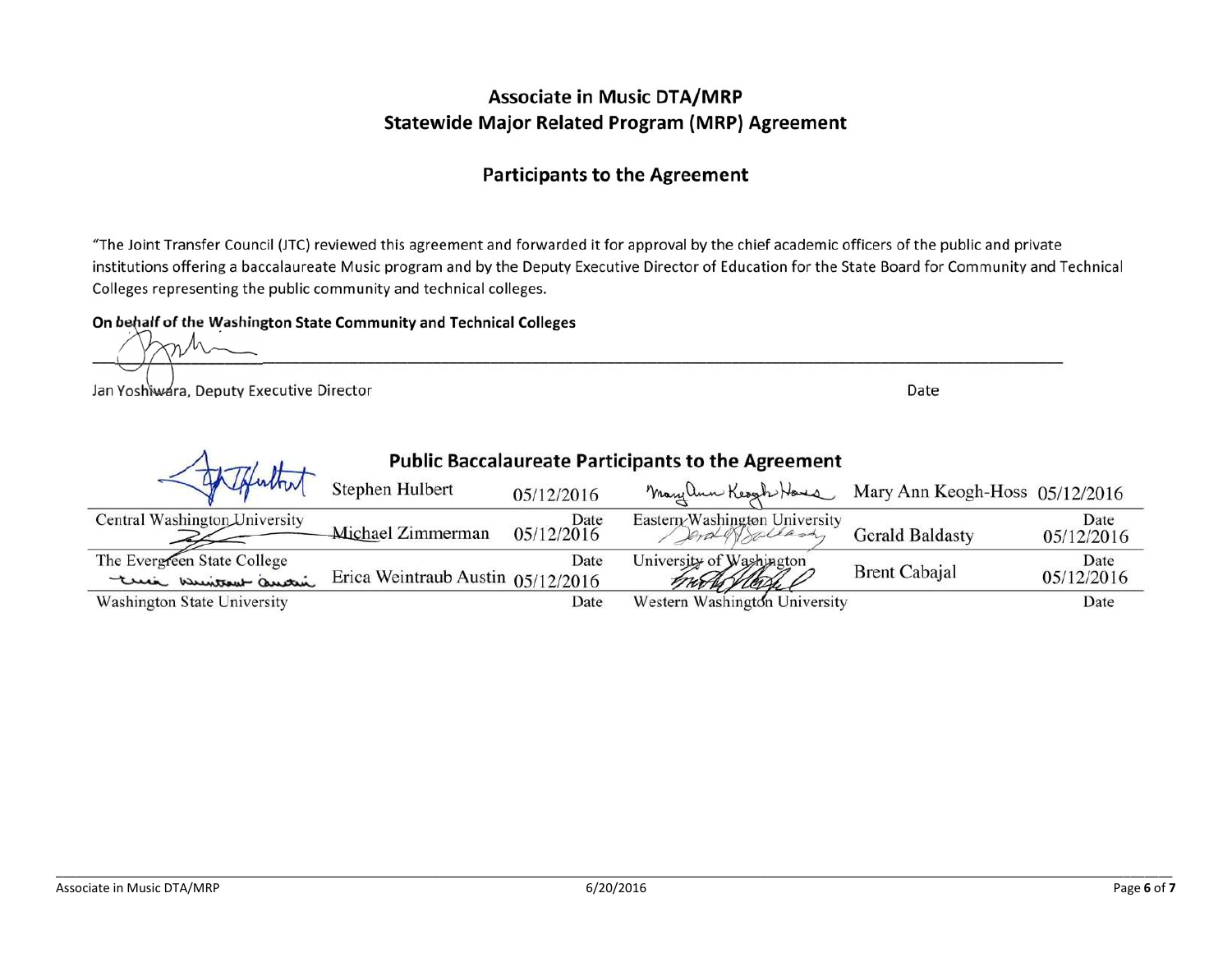## Associate in Music DTA/MRP
## Statewide Major Related Program (MRP) Agreement

### Participants to the Agreement

"The Joint Transfer Council (JTC) reviewed this agreement and forwarded it for approval by the chief academic officers of the public and private institutions offering a baccalaureate Music program and by the Deputy Executive Director of Education for the State Board for Community and Technical Colleges representing the public community and technical colleges.

**On behalf of the Washington State Community and Technical Colleges**

Jan Yoshiwara, Deputy Executive Director — Date

### Public Baccalaureate Participants to the Agreement

| | | | | | |
|---|---|---|---|---|---|
| | Stephen Hulbert | 05/12/2016 | | Mary Ann Keogh-Hoss | 05/12/2016 |
| Central Washington University | Michael Zimmerman | Date 05/12/2016 | Eastern Washington University | Gerald Baldasty | Date 05/12/2016 |
| The Evergreen State College | Erica Weintraub Austin | Date 05/12/2016 | University of Washington | Brent Cabajal | Date 05/12/2016 |
| Washington State University | | Date | Western Washington University | | Date |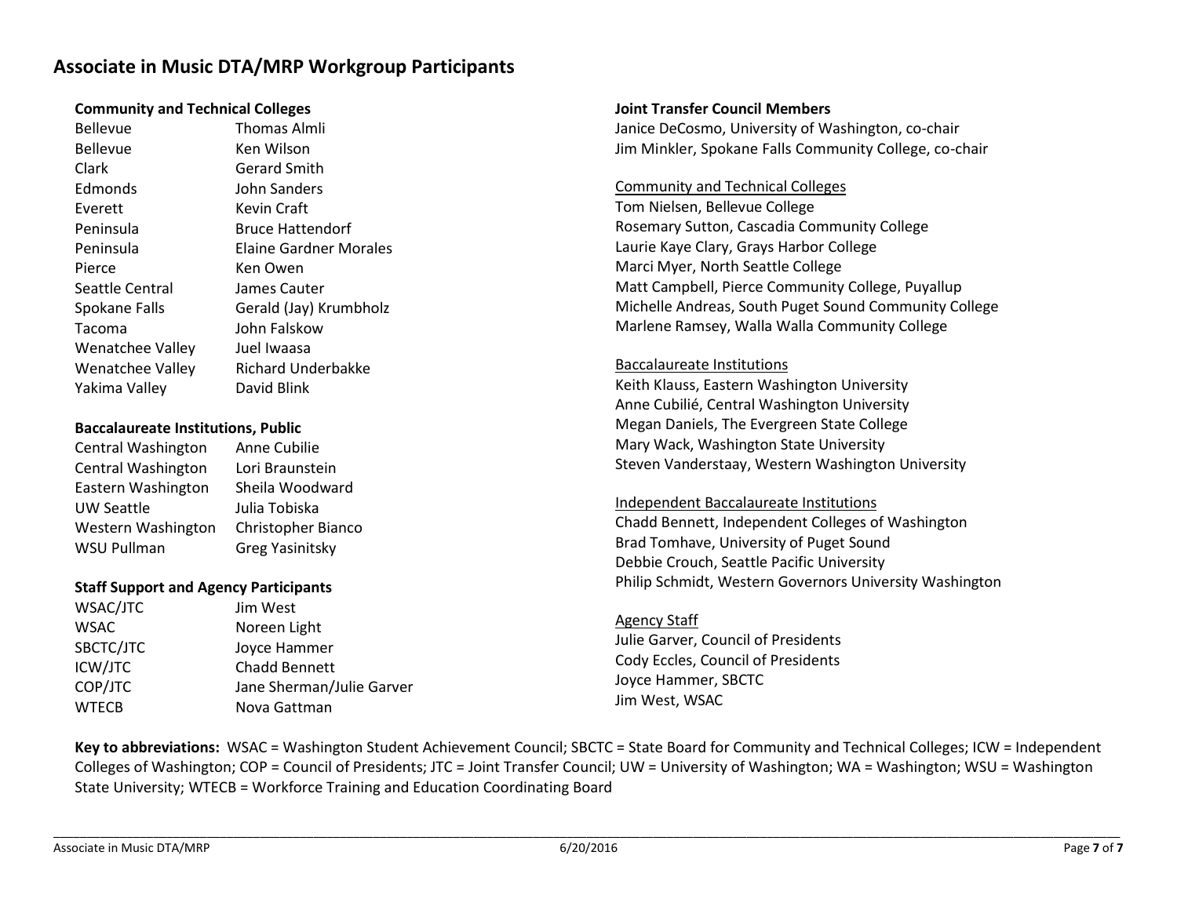## Associate in Music DTA/MRP Workgroup Participants

**Community and Technical Colleges**

| | |
|---|---|
| Bellevue | Thomas Almli |
| Bellevue | Ken Wilson |
| Clark | Gerard Smith |
| Edmonds | John Sanders |
| Everett | Kevin Craft |
| Peninsula | Bruce Hattendorf |
| Peninsula | Elaine Gardner Morales |
| Pierce | Ken Owen |
| Seattle Central | James Cauter |
| Spokane Falls | Gerald (Jay) Krumbholz |
| Tacoma | John Falskow |
| Wenatchee Valley | Juel Iwaasa |
| Wenatchee Valley | Richard Underbakke |
| Yakima Valley | David Blink |

**Baccalaureate Institutions, Public**

| | |
|---|---|
| Central Washington | Anne Cubilie |
| Central Washington | Lori Braunstein |
| Eastern Washington | Sheila Woodward |
| UW Seattle | Julia Tobiska |
| Western Washington | Christopher Bianco |
| WSU Pullman | Greg Yasinitsky |

**Staff Support and Agency Participants**

| | |
|---|---|
| WSAC/JTC | Jim West |
| WSAC | Noreen Light |
| SBCTC/JTC | Joyce Hammer |
| ICW/JTC | Chadd Bennett |
| COP/JTC | Jane Sherman/Julie Garver |
| WTECB | Nova Gattman |

**Joint Transfer Council Members**

Janice DeCosmo, University of Washington, co-chair
Jim Minkler, Spokane Falls Community College, co-chair

Community and Technical Colleges

Tom Nielsen, Bellevue College
Rosemary Sutton, Cascadia Community College
Laurie Kaye Clary, Grays Harbor College
Marci Myer, North Seattle College
Matt Campbell, Pierce Community College, Puyallup
Michelle Andreas, South Puget Sound Community College
Marlene Ramsey, Walla Walla Community College

Baccalaureate Institutions

Keith Klauss, Eastern Washington University
Anne Cubilié, Central Washington University
Megan Daniels, The Evergreen State College
Mary Wack, Washington State University
Steven Vanderstaay, Western Washington University

Independent Baccalaureate Institutions

Chadd Bennett, Independent Colleges of Washington
Brad Tomhave, University of Puget Sound
Debbie Crouch, Seattle Pacific University
Philip Schmidt, Western Governors University Washington

Agency Staff

Julie Garver, Council of Presidents
Cody Eccles, Council of Presidents
Joyce Hammer, SBCTC
Jim West, WSAC

**Key to abbreviations:** WSAC = Washington Student Achievement Council; SBCTC = State Board for Community and Technical Colleges; ICW = Independent Colleges of Washington; COP = Council of Presidents; JTC = Joint Transfer Council; UW = University of Washington; WA = Washington; WSU = Washington State University; WTECB = Workforce Training and Education Coordinating Board